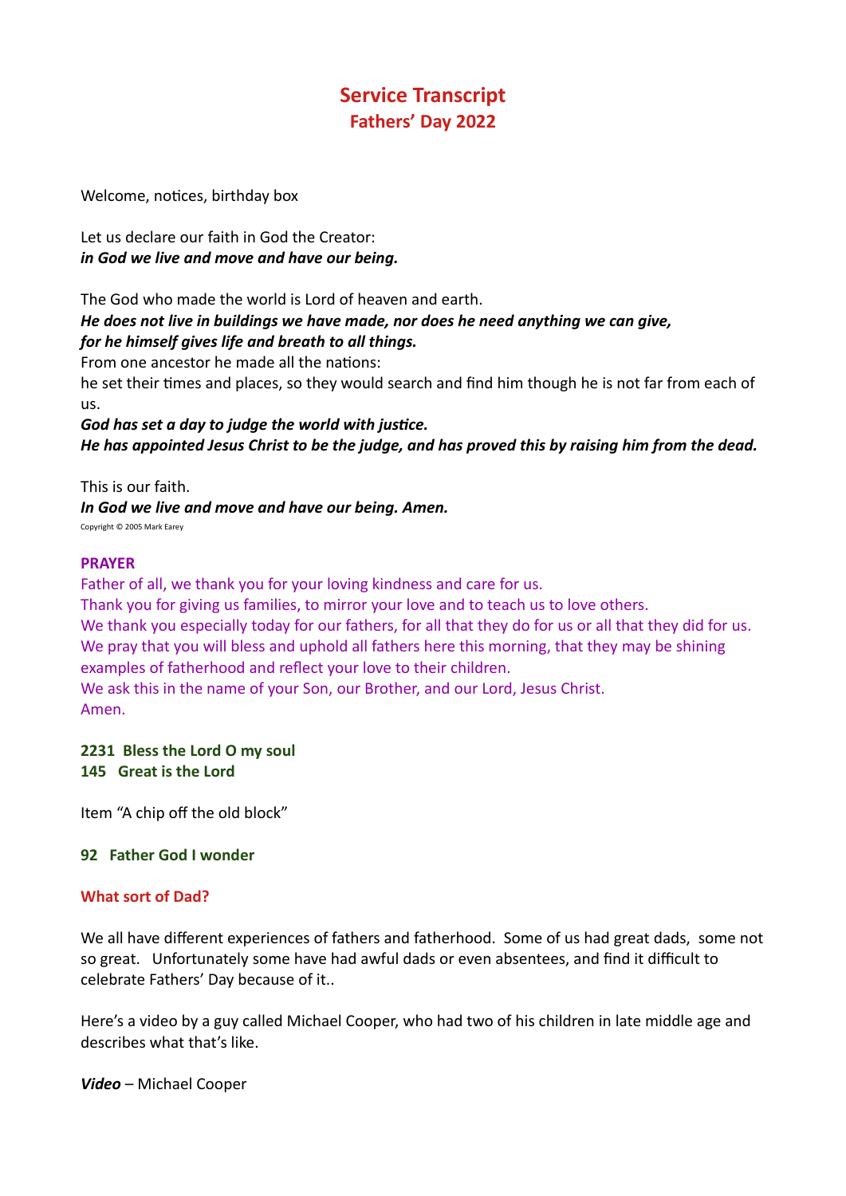# Service Transcript

## Fathers' Day 2022

Welcome, notices, birthday box

Let us declare our faith in God the Creator:
***in God we live and move and have our being.***

The God who made the world is Lord of heaven and earth.
***He does not live in buildings we have made, nor does he need anything we can give, for he himself gives life and breath to all things.***
From one ancestor he made all the nations:
he set their times and places, so they would search and find him though he is not far from each of us.
***God has set a day to judge the world with justice.***
***He has appointed Jesus Christ to be the judge, and has proved this by raising him from the dead.***

This is our faith.
***In God we live and move and have our being. Amen.***
Copyright © 2005 Mark Earey

**PRAYER**

Father of all, we thank you for your loving kindness and care for us.
Thank you for giving us families, to mirror your love and to teach us to love others.
We thank you especially today for our fathers, for all that they do for us or all that they did for us.
We pray that you will bless and uphold all fathers here this morning, that they may be shining examples of fatherhood and reflect your love to their children.
We ask this in the name of your Son, our Brother, and our Lord, Jesus Christ.
Amen.

**2231 Bless the Lord O my soul**
**145 Great is the Lord**

Item "A chip off the old block"

**92 Father God I wonder**

**What sort of Dad?**

We all have different experiences of fathers and fatherhood. Some of us had great dads, some not so great. Unfortunately some have had awful dads or even absentees, and find it difficult to celebrate Fathers' Day because of it..

Here's a video by a guy called Michael Cooper, who had two of his children in late middle age and describes what that's like.

***Video*** – Michael Cooper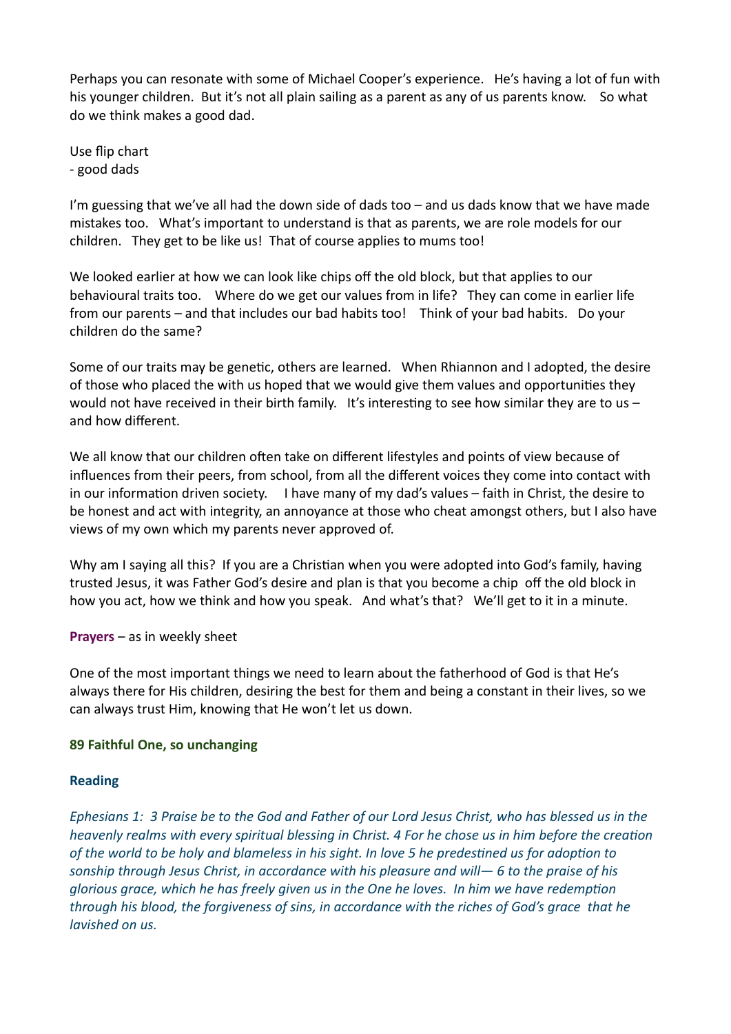Perhaps you can resonate with some of Michael Cooper's experience. He's having a lot of fun with his younger children. But it's not all plain sailing as a parent as any of us parents know. So what do we think makes a good dad.

Use flip chart
- good dads

I'm guessing that we've all had the down side of dads too – and us dads know that we have made mistakes too. What's important to understand is that as parents, we are role models for our children. They get to be like us! That of course applies to mums too!

We looked earlier at how we can look like chips off the old block, but that applies to our behavioural traits too. Where do we get our values from in life? They can come in earlier life from our parents – and that includes our bad habits too! Think of your bad habits. Do your children do the same?

Some of our traits may be genetic, others are learned. When Rhiannon and I adopted, the desire of those who placed the with us hoped that we would give them values and opportunities they would not have received in their birth family. It's interesting to see how similar they are to us – and how different.

We all know that our children often take on different lifestyles and points of view because of influences from their peers, from school, from all the different voices they come into contact with in our information driven society. I have many of my dad's values – faith in Christ, the desire to be honest and act with integrity, an annoyance at those who cheat amongst others, but I also have views of my own which my parents never approved of.

Why am I saying all this? If you are a Christian when you were adopted into God's family, having trusted Jesus, it was Father God's desire and plan is that you become a chip off the old block in how you act, how we think and how you speak. And what's that? We'll get to it in a minute.

**Prayers** – as in weekly sheet

One of the most important things we need to learn about the fatherhood of God is that He's always there for His children, desiring the best for them and being a constant in their lives, so we can always trust Him, knowing that He won't let us down.

**89 Faithful One, so unchanging**

**Reading**

*Ephesians 1: 3 Praise be to the God and Father of our Lord Jesus Christ, who has blessed us in the heavenly realms with every spiritual blessing in Christ. 4 For he chose us in him before the creation of the world to be holy and blameless in his sight. In love 5 he predestined us for adoption to sonship through Jesus Christ, in accordance with his pleasure and will— 6 to the praise of his glorious grace, which he has freely given us in the One he loves. In him we have redemption through his blood, the forgiveness of sins, in accordance with the riches of God's grace that he lavished on us.*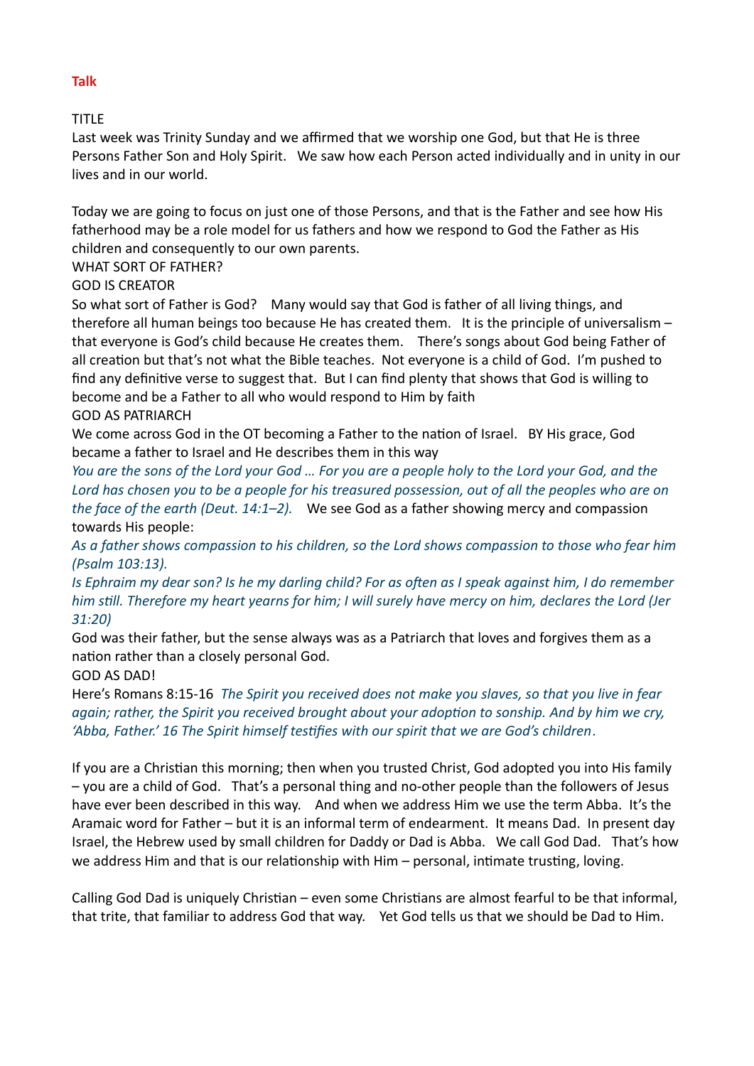**Talk**

TITLE

Last week was Trinity Sunday and we affirmed that we worship one God, but that He is three Persons Father Son and Holy Spirit. We saw how each Person acted individually and in unity in our lives and in our world.

Today we are going to focus on just one of those Persons, and that is the Father and see how His fatherhood may be a role model for us fathers and how we respond to God the Father as His children and consequently to our own parents.

WHAT SORT OF FATHER?

GOD IS CREATOR

So what sort of Father is God? Many would say that God is father of all living things, and therefore all human beings too because He has created them. It is the principle of universalism – that everyone is God's child because He creates them. There's songs about God being Father of all creation but that's not what the Bible teaches. Not everyone is a child of God. I'm pushed to find any definitive verse to suggest that. But I can find plenty that shows that God is willing to become and be a Father to all who would respond to Him by faith

GOD AS PATRIARCH

We come across God in the OT becoming a Father to the nation of Israel. BY His grace, God became a father to Israel and He describes them in this way

*You are the sons of the Lord your God … For you are a people holy to the Lord your God, and the Lord has chosen you to be a people for his treasured possession, out of all the peoples who are on the face of the earth (Deut. 14:1–2).* We see God as a father showing mercy and compassion towards His people:

*As a father shows compassion to his children, so the Lord shows compassion to those who fear him (Psalm 103:13).*

*Is Ephraim my dear son? Is he my darling child? For as often as I speak against him, I do remember him still. Therefore my heart yearns for him; I will surely have mercy on him, declares the Lord (Jer 31:20)*

God was their father, but the sense always was as a Patriarch that loves and forgives them as a nation rather than a closely personal God.

GOD AS DAD!

Here's Romans 8:15-16 *The Spirit you received does not make you slaves, so that you live in fear again; rather, the Spirit you received brought about your adoption to sonship. And by him we cry, 'Abba, Father.' 16 The Spirit himself testifies with our spirit that we are God's children*.

If you are a Christian this morning; then when you trusted Christ, God adopted you into His family – you are a child of God. That's a personal thing and no-other people than the followers of Jesus have ever been described in this way. And when we address Him we use the term Abba. It's the Aramaic word for Father – but it is an informal term of endearment. It means Dad. In present day Israel, the Hebrew used by small children for Daddy or Dad is Abba. We call God Dad. That's how we address Him and that is our relationship with Him – personal, intimate trusting, loving.

Calling God Dad is uniquely Christian – even some Christians are almost fearful to be that informal, that trite, that familiar to address God that way. Yet God tells us that we should be Dad to Him.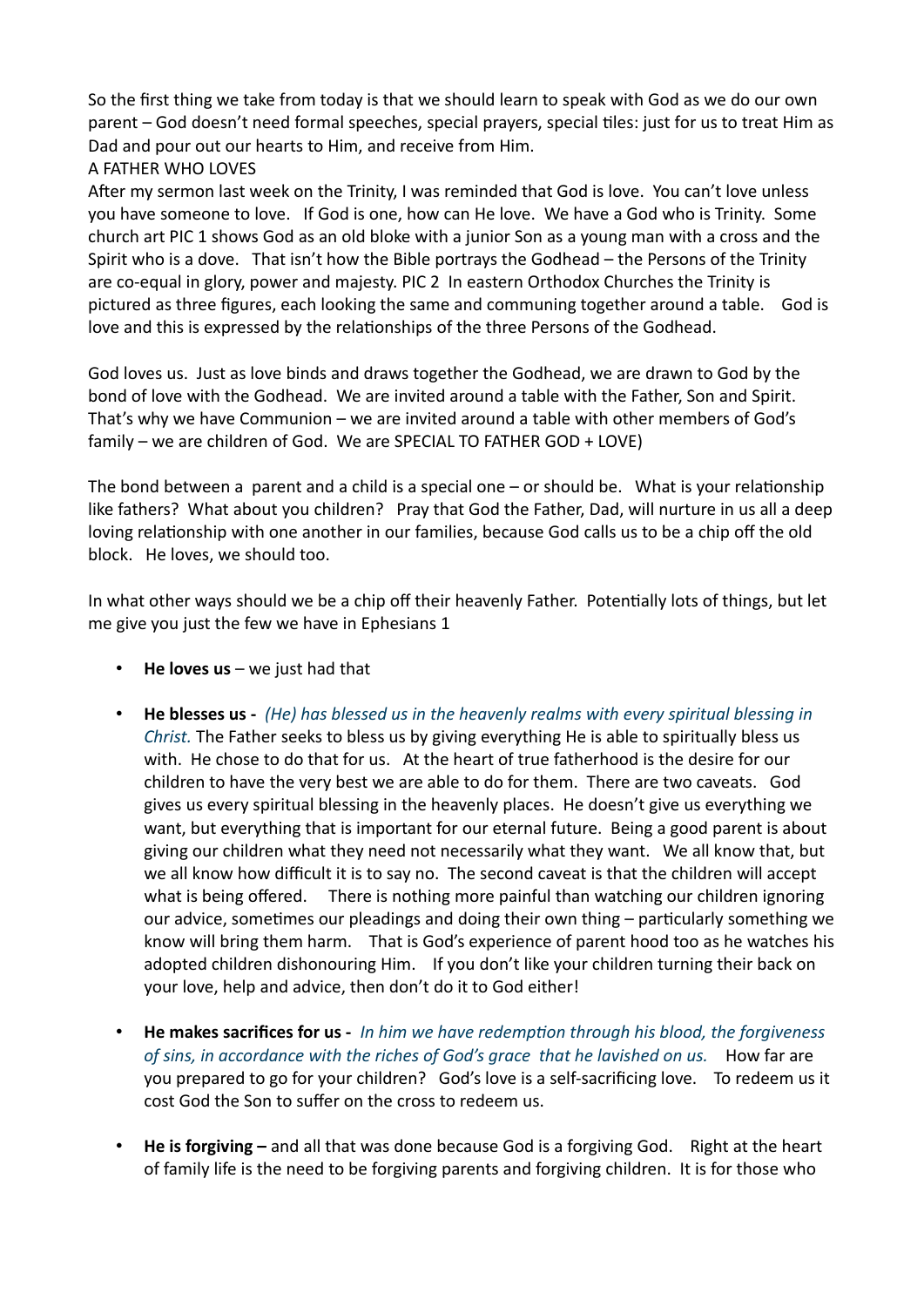So the first thing we take from today is that we should learn to speak with God as we do our own parent – God doesn't need formal speeches, special prayers, special tiles: just for us to treat Him as Dad and pour out our hearts to Him, and receive from Him.

A FATHER WHO LOVES

After my sermon last week on the Trinity, I was reminded that God is love. You can't love unless you have someone to love. If God is one, how can He love. We have a God who is Trinity. Some church art PIC 1 shows God as an old bloke with a junior Son as a young man with a cross and the Spirit who is a dove. That isn't how the Bible portrays the Godhead – the Persons of the Trinity are co-equal in glory, power and majesty. PIC 2 In eastern Orthodox Churches the Trinity is pictured as three figures, each looking the same and communing together around a table. God is love and this is expressed by the relationships of the three Persons of the Godhead.

God loves us. Just as love binds and draws together the Godhead, we are drawn to God by the bond of love with the Godhead. We are invited around a table with the Father, Son and Spirit. That's why we have Communion – we are invited around a table with other members of God's family – we are children of God. We are SPECIAL TO FATHER GOD + LOVE)

The bond between a parent and a child is a special one – or should be. What is your relationship like fathers? What about you children? Pray that God the Father, Dad, will nurture in us all a deep loving relationship with one another in our families, because God calls us to be a chip off the old block. He loves, we should too.

In what other ways should we be a chip off their heavenly Father. Potentially lots of things, but let me give you just the few we have in Ephesians 1

- **He loves us** – we just had that

- **He blesses us -** *(He) has blessed us in the heavenly realms with every spiritual blessing in Christ.* The Father seeks to bless us by giving everything He is able to spiritually bless us with. He chose to do that for us. At the heart of true fatherhood is the desire for our children to have the very best we are able to do for them. There are two caveats. God gives us every spiritual blessing in the heavenly places. He doesn't give us everything we want, but everything that is important for our eternal future. Being a good parent is about giving our children what they need not necessarily what they want. We all know that, but we all know how difficult it is to say no. The second caveat is that the children will accept what is being offered. There is nothing more painful than watching our children ignoring our advice, sometimes our pleadings and doing their own thing – particularly something we know will bring them harm. That is God's experience of parent hood too as he watches his adopted children dishonouring Him. If you don't like your children turning their back on your love, help and advice, then don't do it to God either!

- **He makes sacrifices for us -** *In him we have redemption through his blood, the forgiveness of sins, in accordance with the riches of God's grace that he lavished on us.* How far are you prepared to go for your children? God's love is a self-sacrificing love. To redeem us it cost God the Son to suffer on the cross to redeem us.

- **He is forgiving –** and all that was done because God is a forgiving God. Right at the heart of family life is the need to be forgiving parents and forgiving children. It is for those who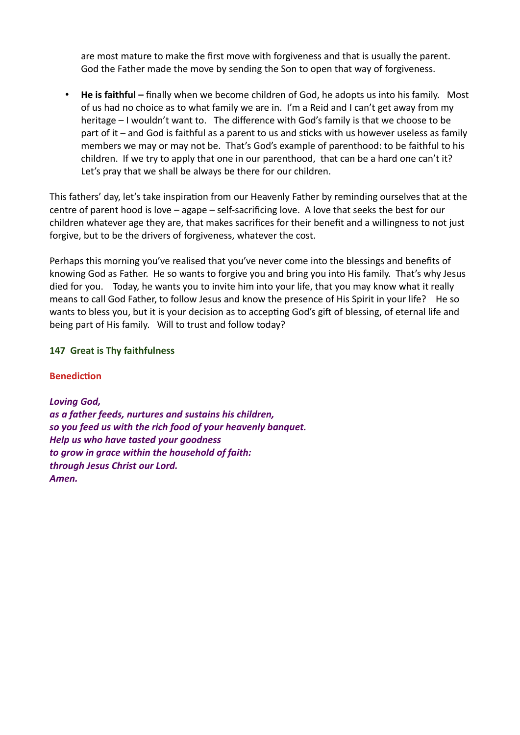are most mature to make the first move with forgiveness and that is usually the parent. God the Father made the move by sending the Son to open that way of forgiveness.

- **He is faithful –** finally when we become children of God, he adopts us into his family. Most of us had no choice as to what family we are in. I'm a Reid and I can't get away from my heritage – I wouldn't want to. The difference with God's family is that we choose to be part of it – and God is faithful as a parent to us and sticks with us however useless as family members we may or may not be. That's God's example of parenthood: to be faithful to his children. If we try to apply that one in our parenthood, that can be a hard one can't it? Let's pray that we shall be always be there for our children.

This fathers' day, let's take inspiration from our Heavenly Father by reminding ourselves that at the centre of parent hood is love – agape – self-sacrificing love. A love that seeks the best for our children whatever age they are, that makes sacrifices for their benefit and a willingness to not just forgive, but to be the drivers of forgiveness, whatever the cost.

Perhaps this morning you've realised that you've never come into the blessings and benefits of knowing God as Father. He so wants to forgive you and bring you into His family. That's why Jesus died for you. Today, he wants you to invite him into your life, that you may know what it really means to call God Father, to follow Jesus and know the presence of His Spirit in your life? He so wants to bless you, but it is your decision as to accepting God's gift of blessing, of eternal life and being part of His family. Will to trust and follow today?

**147 Great is Thy faithfulness**

**Benediction**

***Loving God,***
***as a father feeds, nurtures and sustains his children,***
***so you feed us with the rich food of your heavenly banquet.***
***Help us who have tasted your goodness***
***to grow in grace within the household of faith:***
***through Jesus Christ our Lord.***
***Amen.***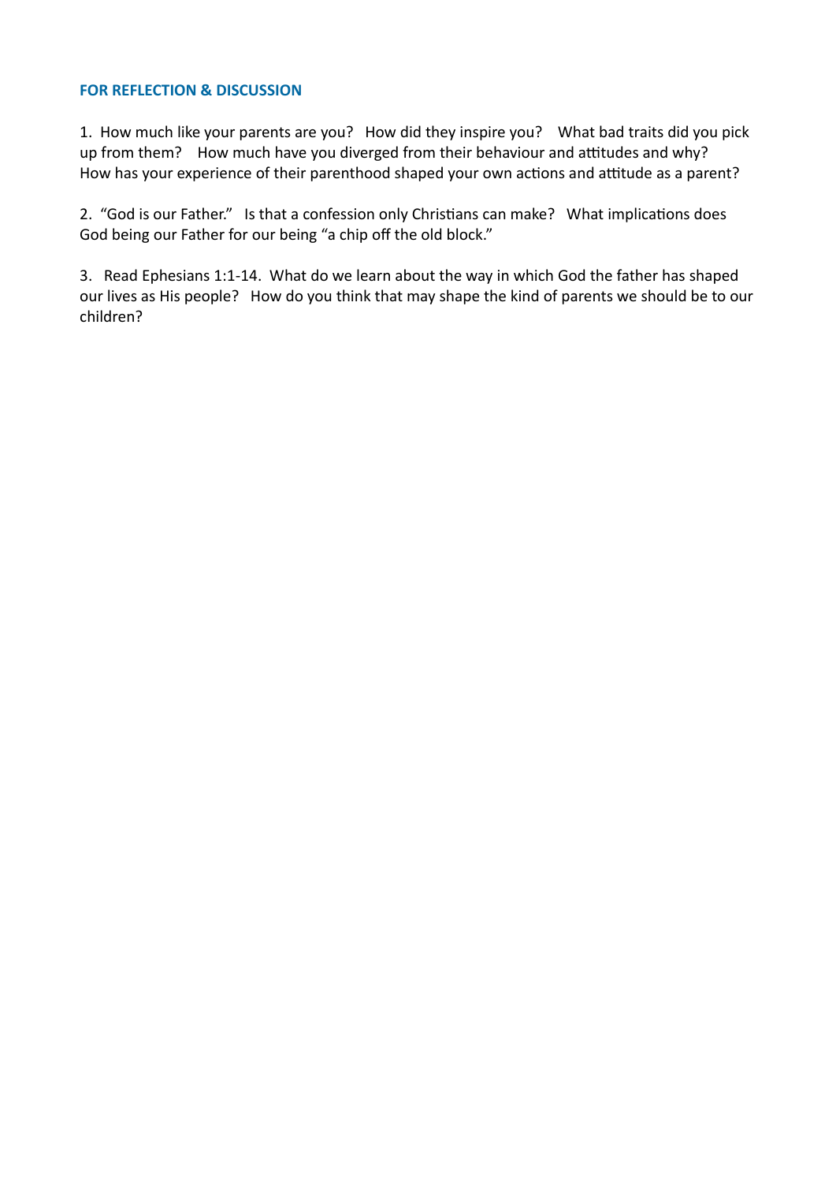### FOR REFLECTION & DISCUSSION

1. How much like your parents are you? How did they inspire you? What bad traits did you pick up from them? How much have you diverged from their behaviour and attitudes and why? How has your experience of their parenthood shaped your own actions and attitude as a parent?

2. "God is our Father." Is that a confession only Christians can make? What implications does God being our Father for our being "a chip off the old block."

3. Read Ephesians 1:1-14. What do we learn about the way in which God the father has shaped our lives as His people? How do you think that may shape the kind of parents we should be to our children?